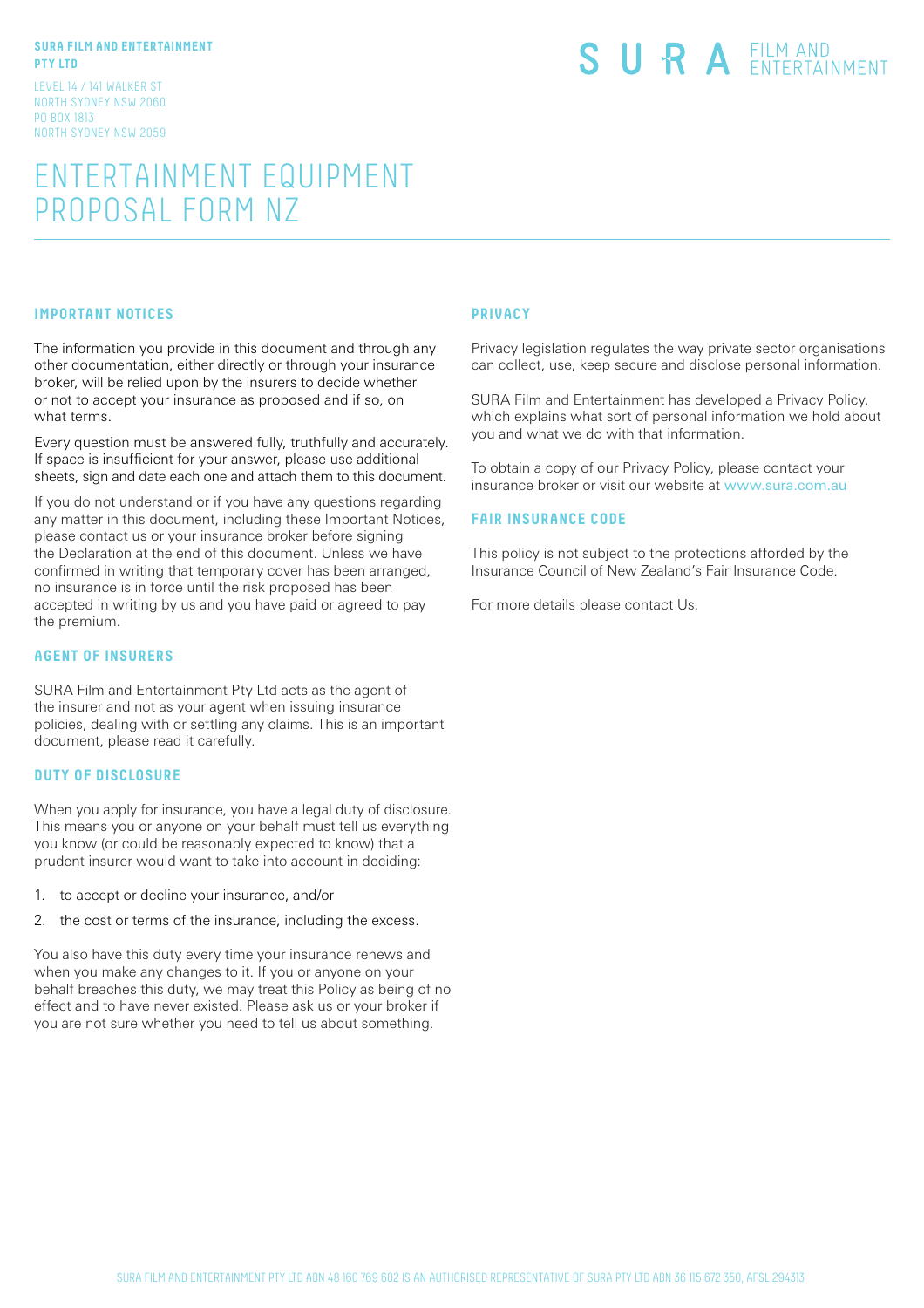**SURA FILM AND ENTERTAINMENT PTY LTD**

LEVEL 14 / 141 WALKER ST
NORTH SYDNEY NSW 2060
PO BOX 1813
NORTH SYDNEY NSW 2059

SURA FILM AND ENTERTAINMENT

# ENTERTAINMENT EQUIPMENT PROPOSAL FORM NZ

## IMPORTANT NOTICES

The information you provide in this document and through any other documentation, either directly or through your insurance broker, will be relied upon by the insurers to decide whether or not to accept your insurance as proposed and if so, on what terms.

Every question must be answered fully, truthfully and accurately. If space is insufficient for your answer, please use additional sheets, sign and date each one and attach them to this document.

If you do not understand or if you have any questions regarding any matter in this document, including these Important Notices, please contact us or your insurance broker before signing the Declaration at the end of this document. Unless we have confirmed in writing that temporary cover has been arranged, no insurance is in force until the risk proposed has been accepted in writing by us and you have paid or agreed to pay the premium.

## AGENT OF INSURERS

SURA Film and Entertainment Pty Ltd acts as the agent of the insurer and not as your agent when issuing insurance policies, dealing with or settling any claims. This is an important document, please read it carefully.

## DUTY OF DISCLOSURE

When you apply for insurance, you have a legal duty of disclosure. This means you or anyone on your behalf must tell us everything you know (or could be reasonably expected to know) that a prudent insurer would want to take into account in deciding:

1. to accept or decline your insurance, and/or
2. the cost or terms of the insurance, including the excess.

You also have this duty every time your insurance renews and when you make any changes to it. If you or anyone on your behalf breaches this duty, we may treat this Policy as being of no effect and to have never existed. Please ask us or your broker if you are not sure whether you need to tell us about something.

## PRIVACY

Privacy legislation regulates the way private sector organisations can collect, use, keep secure and disclose personal information.

SURA Film and Entertainment has developed a Privacy Policy, which explains what sort of personal information we hold about you and what we do with that information.

To obtain a copy of our Privacy Policy, please contact your insurance broker or visit our website at www.sura.com.au

## FAIR INSURANCE CODE

This policy is not subject to the protections afforded by the Insurance Council of New Zealand's Fair Insurance Code.

For more details please contact Us.

SURA FILM AND ENTERTAINMENT PTY LTD ABN 48 160 769 602 IS AN AUTHORISED REPRESENTATIVE OF SURA PTY LTD ABN 36 115 672 350, AFSL 294313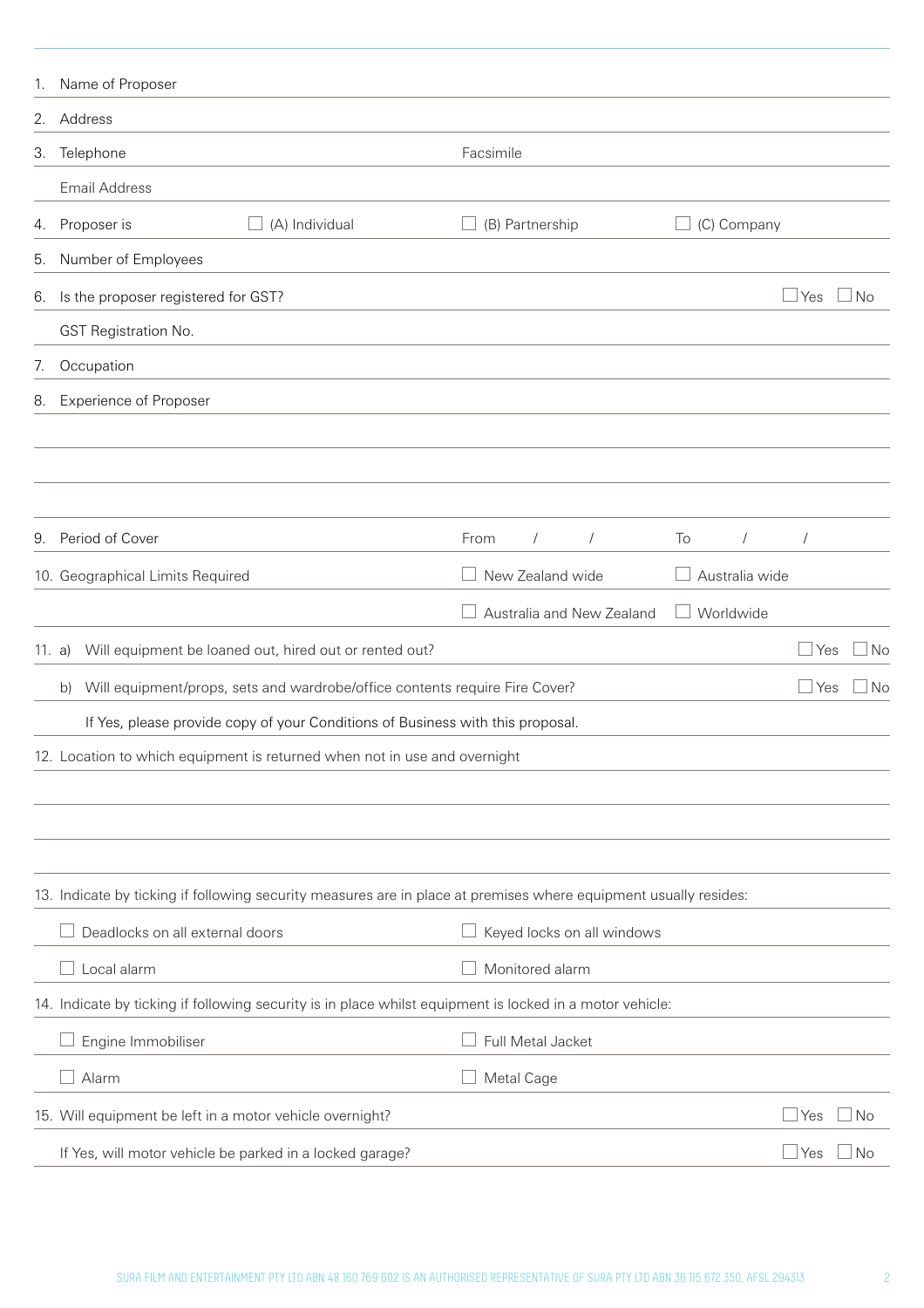1. Name of Proposer
2. Address
3. Telephone　　Facsimile

   Email Address
4. Proposer is　☐ (A) Individual　☐ (B) Partnership　☐ (C) Company
5. Number of Employees
6. Is the proposer registered for GST?　☐ Yes　☐ No

   GST Registration No.
7. Occupation
8. Experience of Proposer

9. Period of Cover　From　/　/　To　/　/
10. Geographical Limits Required　☐ New Zealand wide　☐ Australia wide　☐ Australia and New Zealand　☐ Worldwide
11. a) Will equipment be loaned out, hired out or rented out?　☐ Yes　☐ No

    b) Will equipment/props, sets and wardrobe/office contents require Fire Cover?　☐ Yes　☐ No

    If Yes, please provide copy of your Conditions of Business with this proposal.
12. Location to which equipment is returned when not in use and overnight

13. Indicate by ticking if following security measures are in place at premises where equipment usually resides:

    ☐ Deadlocks on all external doors　☐ Keyed locks on all windows

    ☐ Local alarm　☐ Monitored alarm
14. Indicate by ticking if following security is in place whilst equipment is locked in a motor vehicle:

    ☐ Engine Immobiliser　☐ Full Metal Jacket

    ☐ Alarm　☐ Metal Cage
15. Will equipment be left in a motor vehicle overnight?　☐ Yes　☐ No

    If Yes, will motor vehicle be parked in a locked garage?　☐ Yes　☐ No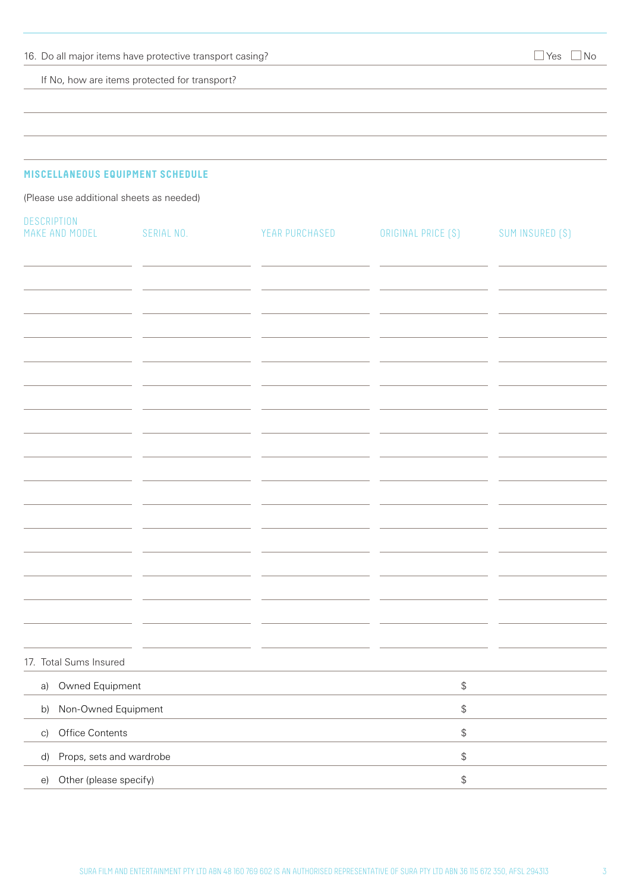16. Do all major items have protective transport casing? ☐ Yes ☐ No

If No, how are items protected for transport?

## MISCELLANEOUS EQUIPMENT SCHEDULE

(Please use additional sheets as needed)

| DESCRIPTION MAKE AND MODEL | SERIAL NO. | YEAR PURCHASED | ORIGINAL PRICE ($) | SUM INSURED ($) |
|---|---|---|---|---|
| | | | | |
| | | | | |
| | | | | |
| | | | | |
| | | | | |
| | | | | |
| | | | | |
| | | | | |
| | | | | |
| | | | | |
| | | | | |
| | | | | |
| | | | | |
| | | | | |
| | | | | |
| | | | | |

17. Total Sums Insured

| | |
|---|---|
| a) Owned Equipment | $ |
| b) Non-Owned Equipment | $ |
| c) Office Contents | $ |
| d) Props, sets and wardrobe | $ |
| e) Other (please specify) | $ |

SURA FILM AND ENTERTAINMENT PTY LTD ABN 48 160 769 602 IS AN AUTHORISED REPRESENTATIVE OF SURA PTY LTD ABN 36 115 672 350, AFSL 294313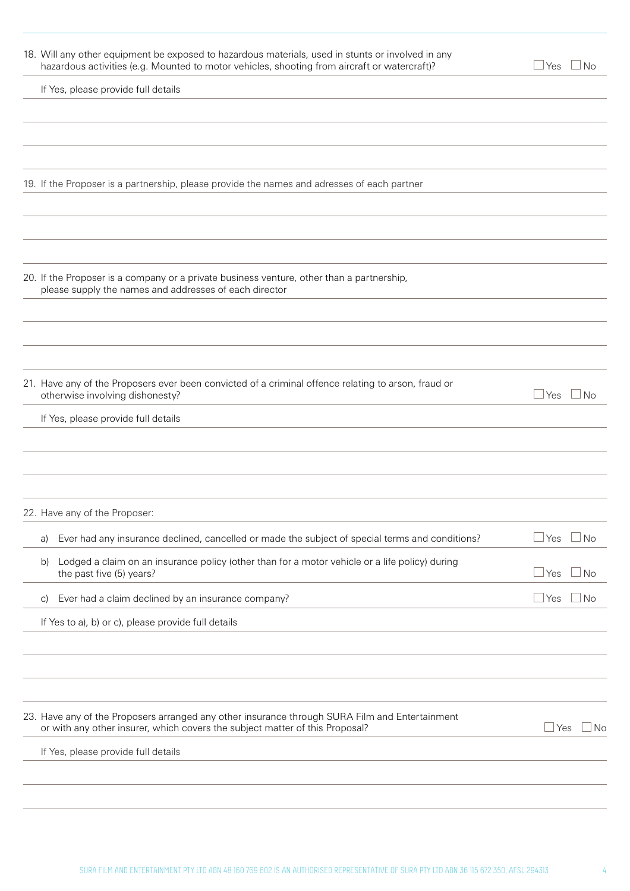18. Will any other equipment be exposed to hazardous materials, used in stunts or involved in any hazardous activities (e.g. Mounted to motor vehicles, shooting from aircraft or watercraft)? ☐ Yes ☐ No

    If Yes, please provide full details

19. If the Proposer is a partnership, please provide the names and adresses of each partner

20. If the Proposer is a company or a private business venture, other than a partnership, please supply the names and addresses of each director

21. Have any of the Proposers ever been convicted of a criminal offence relating to arson, fraud or otherwise involving dishonesty? ☐ Yes ☐ No

    If Yes, please provide full details

22. Have any of the Proposer:

    a) Ever had any insurance declined, cancelled or made the subject of special terms and conditions? ☐ Yes ☐ No

    b) Lodged a claim on an insurance policy (other than for a motor vehicle or a life policy) during the past five (5) years? ☐ Yes ☐ No

    c) Ever had a claim declined by an insurance company? ☐ Yes ☐ No

    If Yes to a), b) or c), please provide full details

23. Have any of the Proposers arranged any other insurance through SURA Film and Entertainment or with any other insurer, which covers the subject matter of this Proposal? ☐ Yes ☐ No

    If Yes, please provide full details

SURA FILM AND ENTERTAINMENT PTY LTD ABN 48 160 769 602 IS AN AUTHORISED REPRESENTATIVE OF SURA PTY LTD ABN 36 115 672 350, AFSL 294313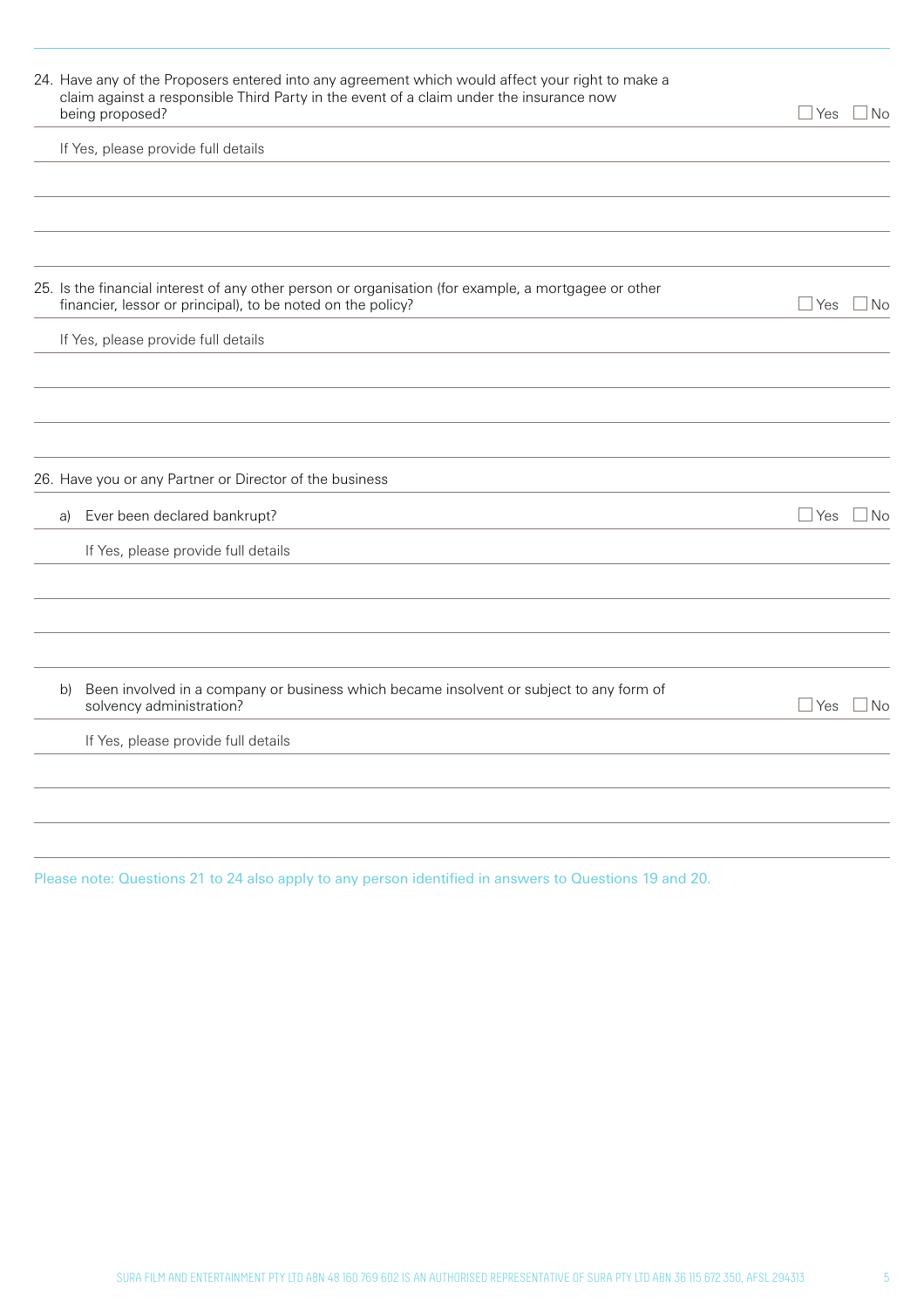24. Have any of the Proposers entered into any agreement which would affect your right to make a claim against a responsible Third Party in the event of a claim under the insurance now being proposed? ☐ Yes ☐ No

    If Yes, please provide full details

25. Is the financial interest of any other person or organisation (for example, a mortgagee or other financier, lessor or principal), to be noted on the policy? ☐ Yes ☐ No

    If Yes, please provide full details

26. Have you or any Partner or Director of the business

    a) Ever been declared bankrupt? ☐ Yes ☐ No

       If Yes, please provide full details

    b) Been involved in a company or business which became insolvent or subject to any form of solvency administration? ☐ Yes ☐ No

       If Yes, please provide full details

Please note: Questions 21 to 24 also apply to any person identified in answers to Questions 19 and 20.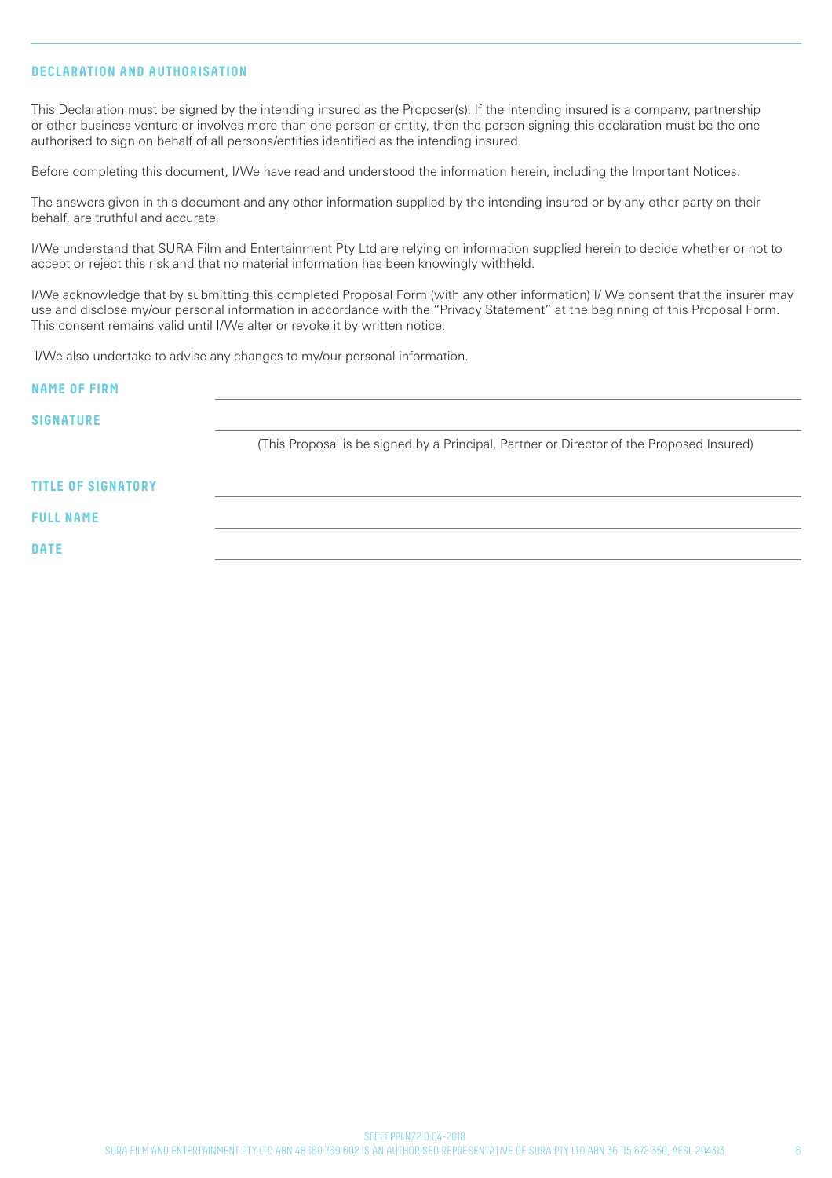## DECLARATION AND AUTHORISATION

This Declaration must be signed by the intending insured as the Proposer(s). If the intending insured is a company, partnership or other business venture or involves more than one person or entity, then the person signing this declaration must be the one authorised to sign on behalf of all persons/entities identified as the intending insured.

Before completing this document, I/We have read and understood the information herein, including the Important Notices.

The answers given in this document and any other information supplied by the intending insured or by any other party on their behalf, are truthful and accurate.

I/We understand that SURA Film and Entertainment Pty Ltd are relying on information supplied herein to decide whether or not to accept or reject this risk and that no material information has been knowingly withheld.

I/We acknowledge that by submitting this completed Proposal Form (with any other information) I/ We consent that the insurer may use and disclose my/our personal information in accordance with the "Privacy Statement" at the beginning of this Proposal Form. This consent remains valid until I/We alter or revoke it by written notice.

I/We also undertake to advise any changes to my/our personal information.

**NAME OF FIRM** ____________________________________________

**SIGNATURE** ____________________________________________

(This Proposal is be signed by a Principal, Partner or Director of the Proposed Insured)

**TITLE OF SIGNATORY** ____________________________________________

**FULL NAME** ____________________________________________

**DATE** ____________________________________________

SFEEEPPLNZ2.0 04-2018

SURA FILM AND ENTERTAINMENT PTY LTD ABN 48 160 769 602 IS AN AUTHORISED REPRESENTATIVE OF SURA PTY LTD ABN 36 115 672 350, AFSL 294313